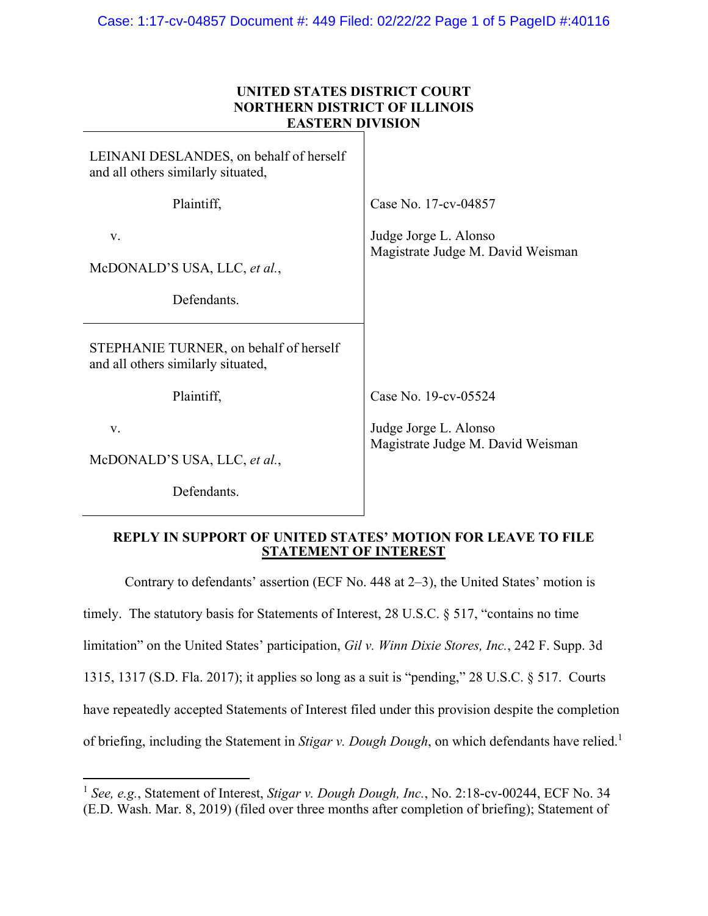**UNITED STATES DISTRICT COURT**
**NORTHERN DISTRICT OF ILLINOIS**
**EASTERN DIVISION**

| | |
|---|---|
| LEINANI DESLANDES, on behalf of herself and all others similarly situated,<br><br>Plaintiff,<br><br>v.<br><br>McDONALD'S USA, LLC, *et al.*,<br><br>Defendants. | Case No. 17-cv-04857<br><br>Judge Jorge L. Alonso<br>Magistrate Judge M. David Weisman |
| STEPHANIE TURNER, on behalf of herself and all others similarly situated,<br><br>Plaintiff,<br><br>v.<br><br>McDONALD'S USA, LLC, *et al.*,<br><br>Defendants. | Case No. 19-cv-05524<br><br>Judge Jorge L. Alonso<br>Magistrate Judge M. David Weisman |

**REPLY IN SUPPORT OF UNITED STATES' MOTION FOR LEAVE TO FILE STATEMENT OF INTEREST**

Contrary to defendants' assertion (ECF No. 448 at 2–3), the United States' motion is timely. The statutory basis for Statements of Interest, 28 U.S.C. § 517, "contains no time limitation" on the United States' participation, *Gil v. Winn Dixie Stores, Inc.*, 242 F. Supp. 3d 1315, 1317 (S.D. Fla. 2017); it applies so long as a suit is "pending," 28 U.S.C. § 517. Courts have repeatedly accepted Statements of Interest filed under this provision despite the completion of briefing, including the Statement in *Stigar v. Dough Dough*, on which defendants have relied.[1]

[1] *See, e.g.*, Statement of Interest, *Stigar v. Dough Dough, Inc.*, No. 2:18-cv-00244, ECF No. 34 (E.D. Wash. Mar. 8, 2019) (filed over three months after completion of briefing); Statement of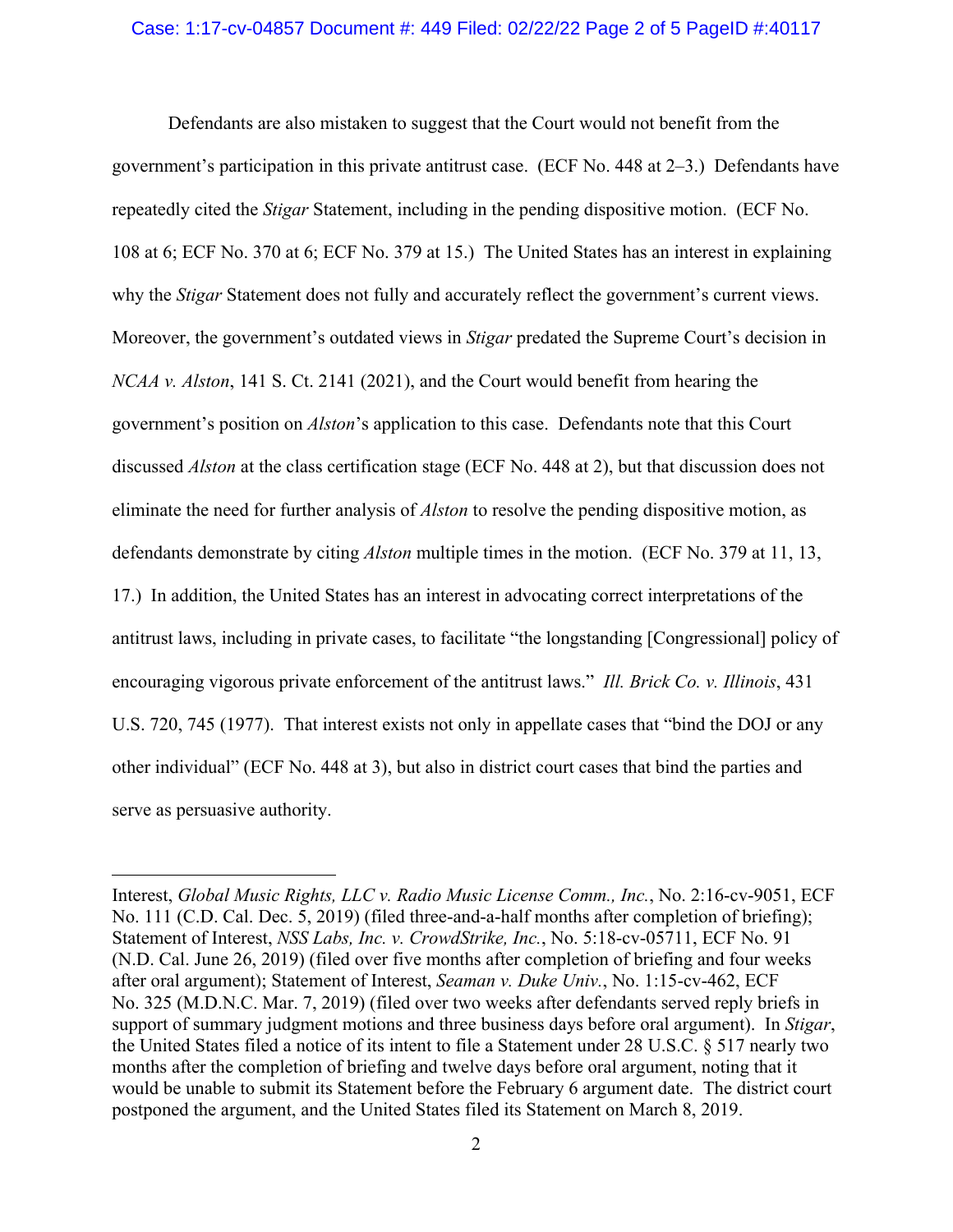Defendants are also mistaken to suggest that the Court would not benefit from the government's participation in this private antitrust case. (ECF No. 448 at 2–3.) Defendants have repeatedly cited the *Stigar* Statement, including in the pending dispositive motion. (ECF No. 108 at 6; ECF No. 370 at 6; ECF No. 379 at 15.) The United States has an interest in explaining why the *Stigar* Statement does not fully and accurately reflect the government's current views. Moreover, the government's outdated views in *Stigar* predated the Supreme Court's decision in *NCAA v. Alston*, 141 S. Ct. 2141 (2021), and the Court would benefit from hearing the government's position on *Alston*'s application to this case. Defendants note that this Court discussed *Alston* at the class certification stage (ECF No. 448 at 2), but that discussion does not eliminate the need for further analysis of *Alston* to resolve the pending dispositive motion, as defendants demonstrate by citing *Alston* multiple times in the motion. (ECF No. 379 at 11, 13, 17.) In addition, the United States has an interest in advocating correct interpretations of the antitrust laws, including in private cases, to facilitate "the longstanding [Congressional] policy of encouraging vigorous private enforcement of the antitrust laws." *Ill. Brick Co. v. Illinois*, 431 U.S. 720, 745 (1977). That interest exists not only in appellate cases that "bind the DOJ or any other individual" (ECF No. 448 at 3), but also in district court cases that bind the parties and serve as persuasive authority.

---

Interest, *Global Music Rights, LLC v. Radio Music License Comm., Inc.*, No. 2:16-cv-9051, ECF No. 111 (C.D. Cal. Dec. 5, 2019) (filed three-and-a-half months after completion of briefing); Statement of Interest, *NSS Labs, Inc. v. CrowdStrike, Inc.*, No. 5:18-cv-05711, ECF No. 91 (N.D. Cal. June 26, 2019) (filed over five months after completion of briefing and four weeks after oral argument); Statement of Interest, *Seaman v. Duke Univ.*, No. 1:15-cv-462, ECF No. 325 (M.D.N.C. Mar. 7, 2019) (filed over two weeks after defendants served reply briefs in support of summary judgment motions and three business days before oral argument). In *Stigar*, the United States filed a notice of its intent to file a Statement under 28 U.S.C. § 517 nearly two months after the completion of briefing and twelve days before oral argument, noting that it would be unable to submit its Statement before the February 6 argument date. The district court postponed the argument, and the United States filed its Statement on March 8, 2019.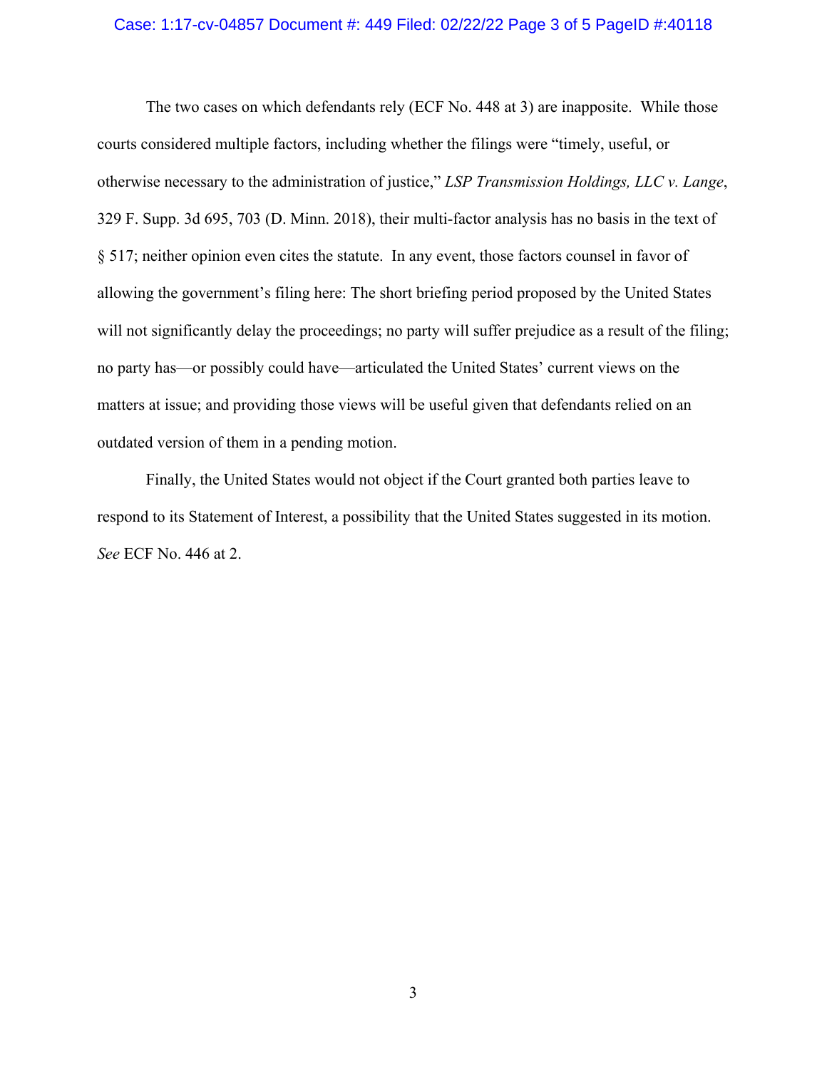The two cases on which defendants rely (ECF No. 448 at 3) are inapposite. While those courts considered multiple factors, including whether the filings were "timely, useful, or otherwise necessary to the administration of justice," *LSP Transmission Holdings, LLC v. Lange*, 329 F. Supp. 3d 695, 703 (D. Minn. 2018), their multi-factor analysis has no basis in the text of § 517; neither opinion even cites the statute. In any event, those factors counsel in favor of allowing the government's filing here: The short briefing period proposed by the United States will not significantly delay the proceedings; no party will suffer prejudice as a result of the filing; no party has—or possibly could have—articulated the United States' current views on the matters at issue; and providing those views will be useful given that defendants relied on an outdated version of them in a pending motion.

Finally, the United States would not object if the Court granted both parties leave to respond to its Statement of Interest, a possibility that the United States suggested in its motion. *See* ECF No. 446 at 2.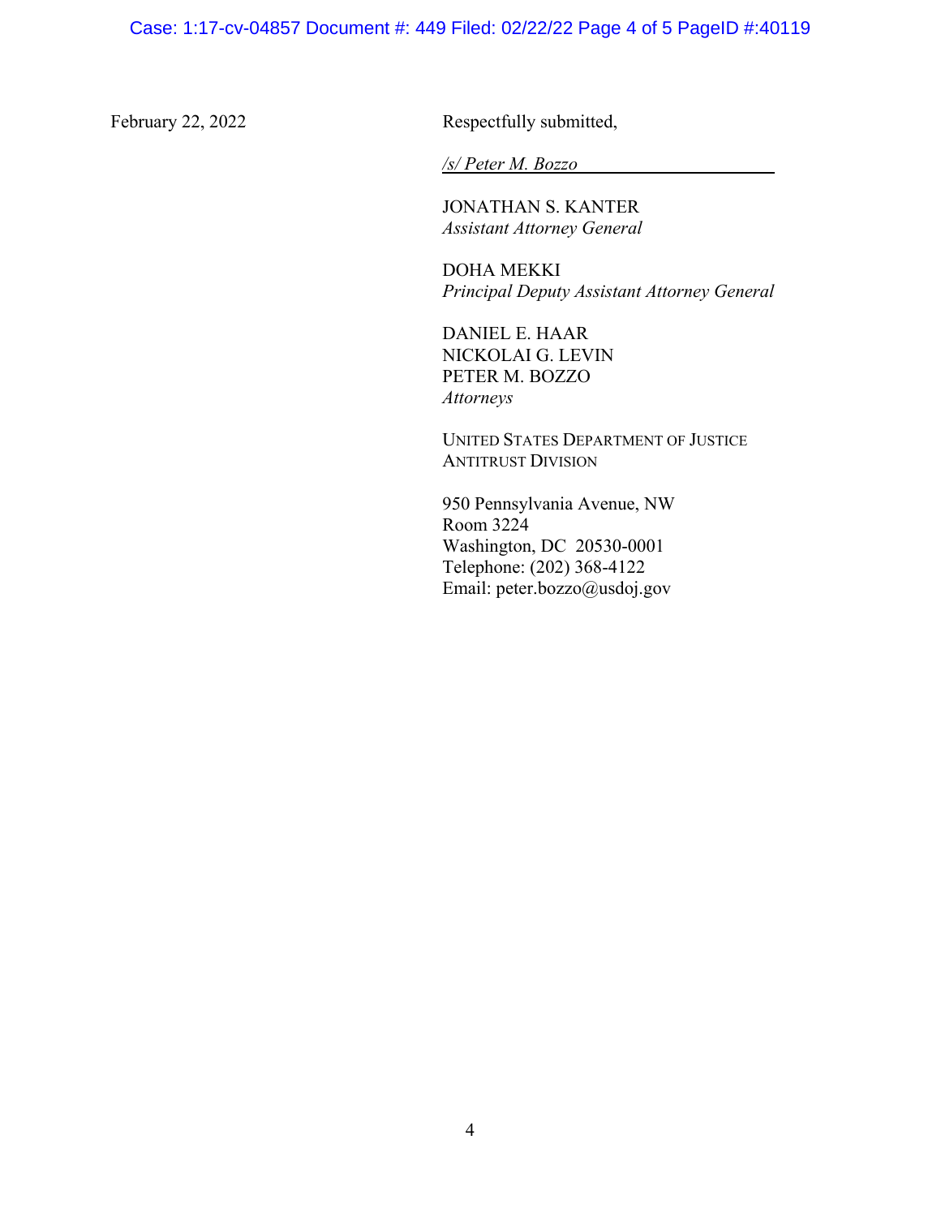February 22, 2022

Respectfully submitted,

*/s/ Peter M. Bozzo*

JONATHAN S. KANTER
*Assistant Attorney General*

DOHA MEKKI
*Principal Deputy Assistant Attorney General*

DANIEL E. HAAR
NICKOLAI G. LEVIN
PETER M. BOZZO
*Attorneys*

UNITED STATES DEPARTMENT OF JUSTICE
ANTITRUST DIVISION

950 Pennsylvania Avenue, NW
Room 3224
Washington, DC 20530-0001
Telephone: (202) 368-4122
Email: peter.bozzo@usdoj.gov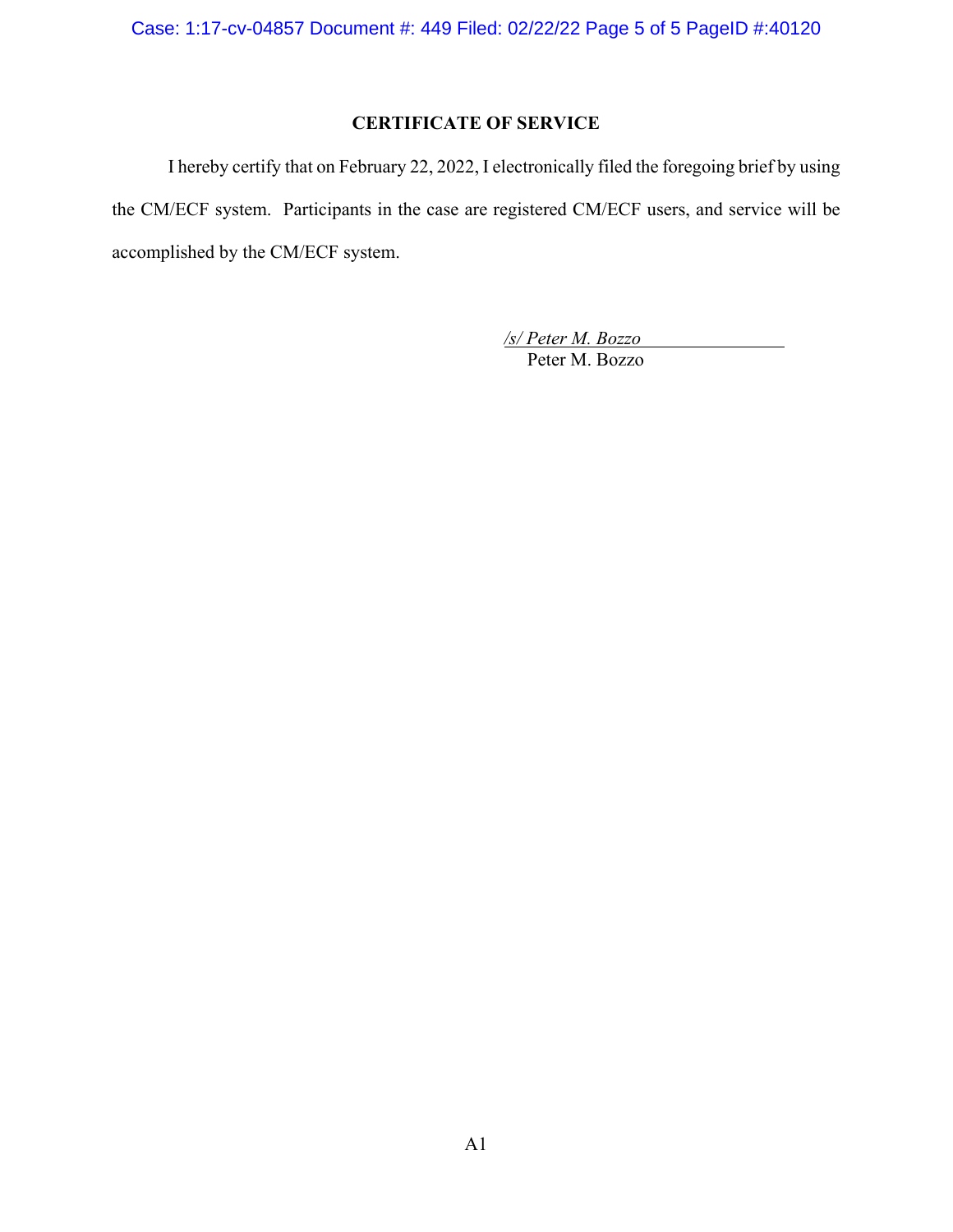## CERTIFICATE OF SERVICE

I hereby certify that on February 22, 2022, I electronically filed the foregoing brief by using the CM/ECF system. Participants in the case are registered CM/ECF users, and service will be accomplished by the CM/ECF system.

*/s/ Peter M. Bozzo*
Peter M. Bozzo

A1